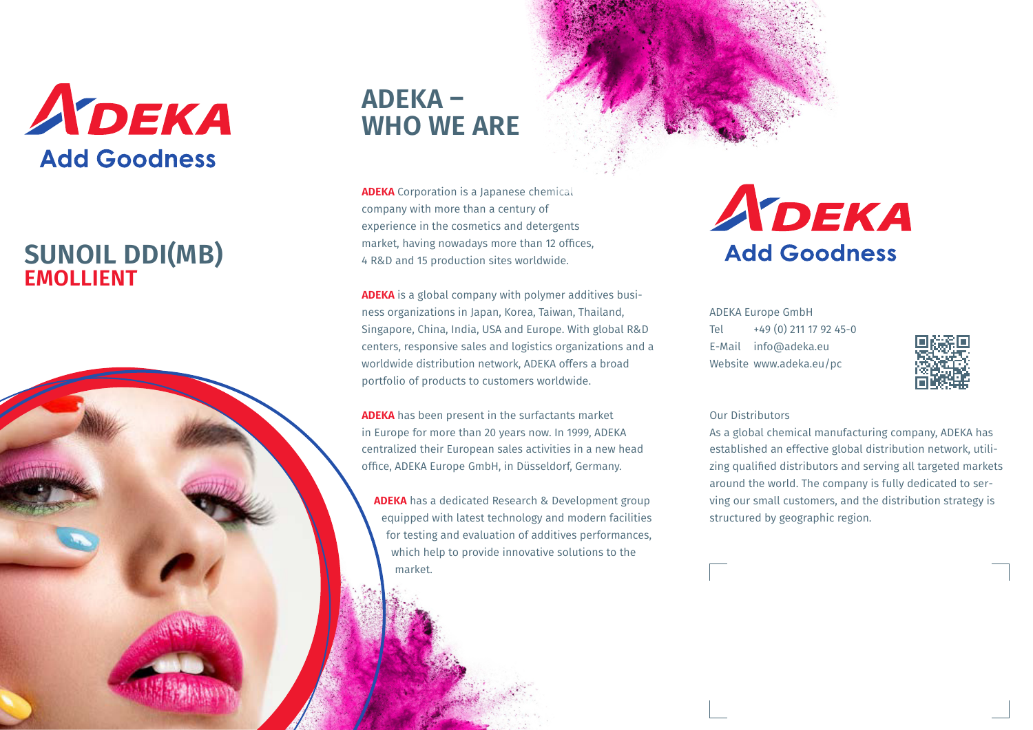ADEKA
Add Goodness

# SUNOIL DDI(MB)
## EMOLLIENT

# ADEKA – WHO WE ARE

**ADEKA** Corporation is a Japanese chemical company with more than a century of experience in the cosmetics and detergents market, having nowadays more than 12 offices, 4 R&D and 15 production sites worldwide.

**ADEKA** is a global company with polymer additives business organizations in Japan, Korea, Taiwan, Thailand, Singapore, China, India, USA and Europe. With global R&D centers, responsive sales and logistics organizations and a worldwide distribution network, ADEKA offers a broad portfolio of products to customers worldwide.

**ADEKA** has been present in the surfactants market in Europe for more than 20 years now. In 1999, ADEKA centralized their European sales activities in a new head office, ADEKA Europe GmbH, in Düsseldorf, Germany.

**ADEKA** has a dedicated Research & Development group equipped with latest technology and modern facilities for testing and evaluation of additives performances, which help to provide innovative solutions to the market.

ADEKA
Add Goodness

ADEKA Europe GmbH
Tel +49 (0) 211 17 92 45-0
E-Mail info@adeka.eu
Website www.adeka.eu/pc

Our Distributors
As a global chemical manufacturing company, ADEKA has established an effective global distribution network, utilizing qualified distributors and serving all targeted markets around the world. The company is fully dedicated to serving our small customers, and the distribution strategy is structured by geographic region.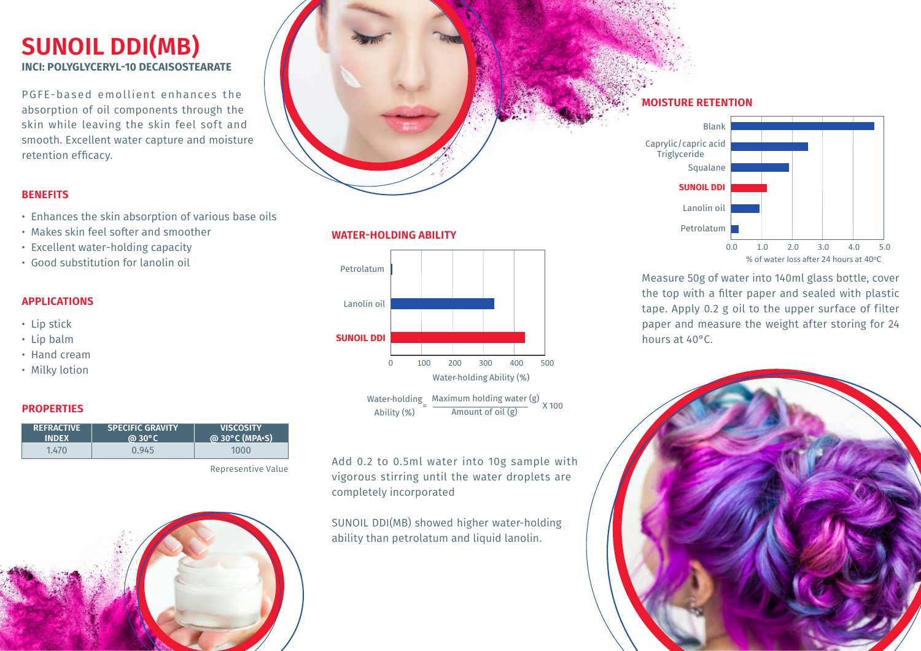# SUNOIL DDI(MB)

**INCI: POLYGLYCERYL-10 DECAISOSTEARATE**

PGFE-based emollient enhances the absorption of oil components through the skin while leaving the skin feel soft and smooth. Excellent water capture and moisture retention efficacy.

## BENEFITS

- Enhances the skin absorption of various base oils
- Makes skin feel softer and smoother
- Excellent water-holding capacity
- Good substitution for lanolin oil

## APPLICATIONS

- Lip stick
- Lip balm
- Hand cream
- Milky lotion

## PROPERTIES

| REFRACTIVE INDEX | SPECIFIC GRAVITY @ 30°C | VISCOSITY @ 30°C (MPA•S) |
|---|---|---|
| 1.470 | 0.945 | 1000 |

Representative Value

## WATER-HOLDING ABILITY

Petrolatum
Lanolin oil
SUNOIL DDI
0 100 200 300 400 500
Water-holding Ability (%)

$$\text{Water-holding Ability (\%)} = \frac{\text{Maximum holding water (g)}}{\text{Amount of oil (g)}} \times 100$$

Add 0.2 to 0.5ml water into 10g sample with vigorous stirring until the water droplets are completely incorporated

SUNOIL DDI(MB) showed higher water-holding ability than petrolatum and liquid lanolin.

## MOISTURE RETENTION

Blank
Caprylic/capric acid Triglyceride
Squalane
SUNOIL DDI
Lanolin oil
Petrolatum
0.0 1.0 2.0 3.0 4.0 5.0
% of water loss after 24 hours at 40°C

Measure 50g of water into 140ml glass bottle, cover the top with a filter paper and sealed with plastic tape. Apply 0.2 g oil to the upper surface of filter paper and measure the weight after storing for 24 hours at 40°C.